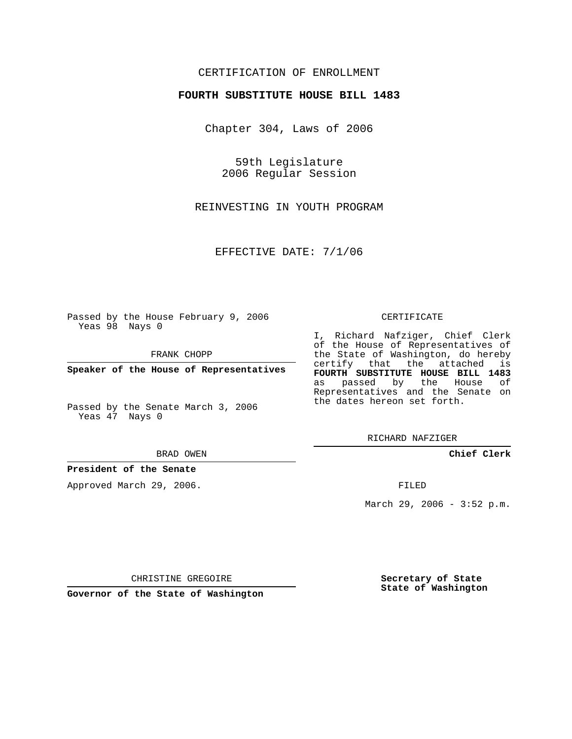CERTIFICATION OF ENROLLMENT

**FOURTH SUBSTITUTE HOUSE BILL 1483**

Chapter 304, Laws of 2006

59th Legislature
2006 Regular Session

REINVESTING IN YOUTH PROGRAM

EFFECTIVE DATE: 7/1/06

Passed by the House February 9, 2006
Yeas 98 Nays 0

FRANK CHOPP

**Speaker of the House of Representatives**

Passed by the Senate March 3, 2006
Yeas 47 Nays 0

BRAD OWEN

**President of the Senate**

Approved March 29, 2006.

CHRISTINE GREGOIRE

**Governor of the State of Washington**

CERTIFICATE

I, Richard Nafziger, Chief Clerk of the House of Representatives of the State of Washington, do hereby certify that the attached is **FOURTH SUBSTITUTE HOUSE BILL 1483** as passed by the House of Representatives and the Senate on the dates hereon set forth.

RICHARD NAFZIGER

**Chief Clerk**

FILED

March 29, 2006 - 3:52 p.m.

**Secretary of State**
**State of Washington**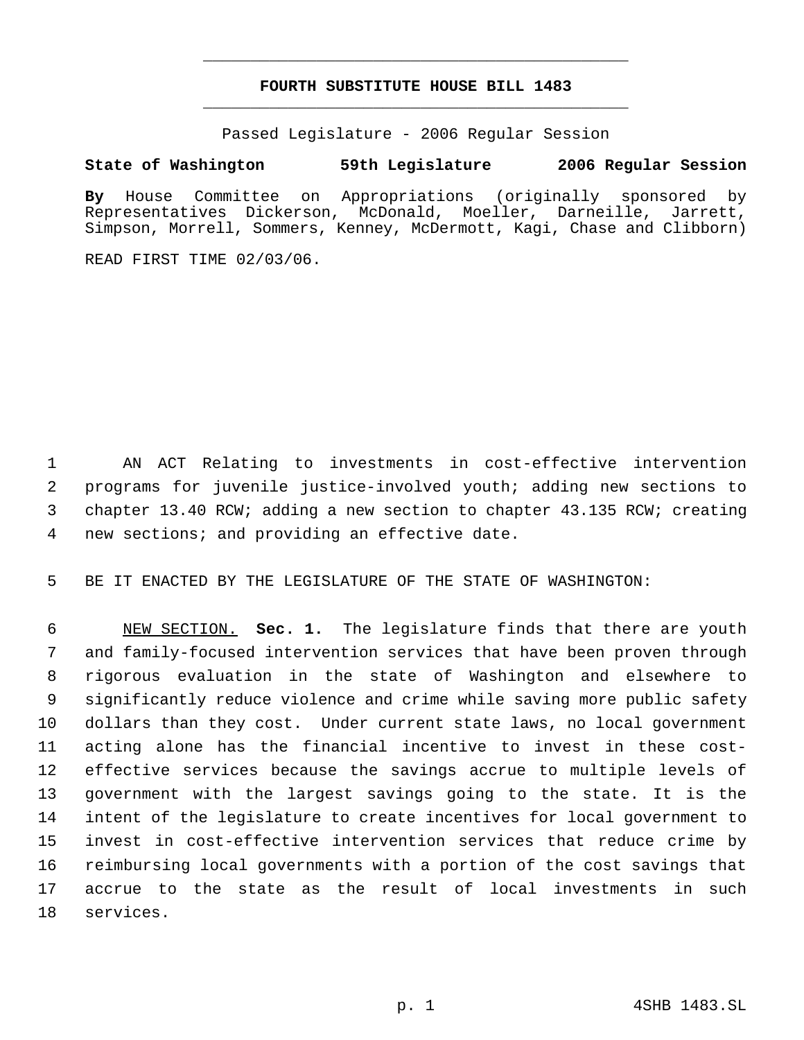# FOURTH SUBSTITUTE HOUSE BILL 1483

Passed Legislature - 2006 Regular Session

**State of Washington 59th Legislature 2006 Regular Session**

**By** House Committee on Appropriations (originally sponsored by Representatives Dickerson, McDonald, Moeller, Darneille, Jarrett, Simpson, Morrell, Sommers, Kenney, McDermott, Kagi, Chase and Clibborn)

READ FIRST TIME 02/03/06.

AN ACT Relating to investments in cost-effective intervention programs for juvenile justice-involved youth; adding new sections to chapter 13.40 RCW; adding a new section to chapter 43.135 RCW; creating new sections; and providing an effective date.

BE IT ENACTED BY THE LEGISLATURE OF THE STATE OF WASHINGTON:

NEW SECTION. **Sec. 1.** The legislature finds that there are youth and family-focused intervention services that have been proven through rigorous evaluation in the state of Washington and elsewhere to significantly reduce violence and crime while saving more public safety dollars than they cost. Under current state laws, no local government acting alone has the financial incentive to invest in these cost-effective services because the savings accrue to multiple levels of government with the largest savings going to the state. It is the intent of the legislature to create incentives for local government to invest in cost-effective intervention services that reduce crime by reimbursing local governments with a portion of the cost savings that accrue to the state as the result of local investments in such services.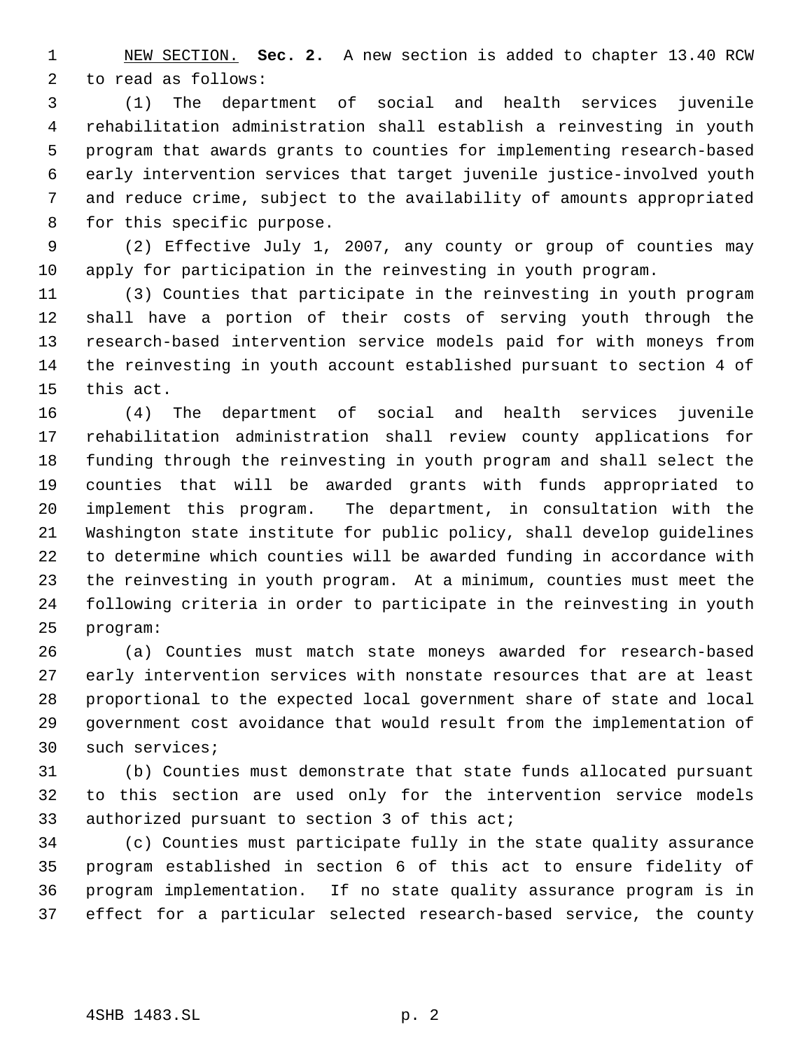NEW SECTION. **Sec. 2.** A new section is added to chapter 13.40 RCW to read as follows:

(1) The department of social and health services juvenile rehabilitation administration shall establish a reinvesting in youth program that awards grants to counties for implementing research-based early intervention services that target juvenile justice-involved youth and reduce crime, subject to the availability of amounts appropriated for this specific purpose.

(2) Effective July 1, 2007, any county or group of counties may apply for participation in the reinvesting in youth program.

(3) Counties that participate in the reinvesting in youth program shall have a portion of their costs of serving youth through the research-based intervention service models paid for with moneys from the reinvesting in youth account established pursuant to section 4 of this act.

(4) The department of social and health services juvenile rehabilitation administration shall review county applications for funding through the reinvesting in youth program and shall select the counties that will be awarded grants with funds appropriated to implement this program. The department, in consultation with the Washington state institute for public policy, shall develop guidelines to determine which counties will be awarded funding in accordance with the reinvesting in youth program. At a minimum, counties must meet the following criteria in order to participate in the reinvesting in youth program:

(a) Counties must match state moneys awarded for research-based early intervention services with nonstate resources that are at least proportional to the expected local government share of state and local government cost avoidance that would result from the implementation of such services;

(b) Counties must demonstrate that state funds allocated pursuant to this section are used only for the intervention service models authorized pursuant to section 3 of this act;

(c) Counties must participate fully in the state quality assurance program established in section 6 of this act to ensure fidelity of program implementation. If no state quality assurance program is in effect for a particular selected research-based service, the county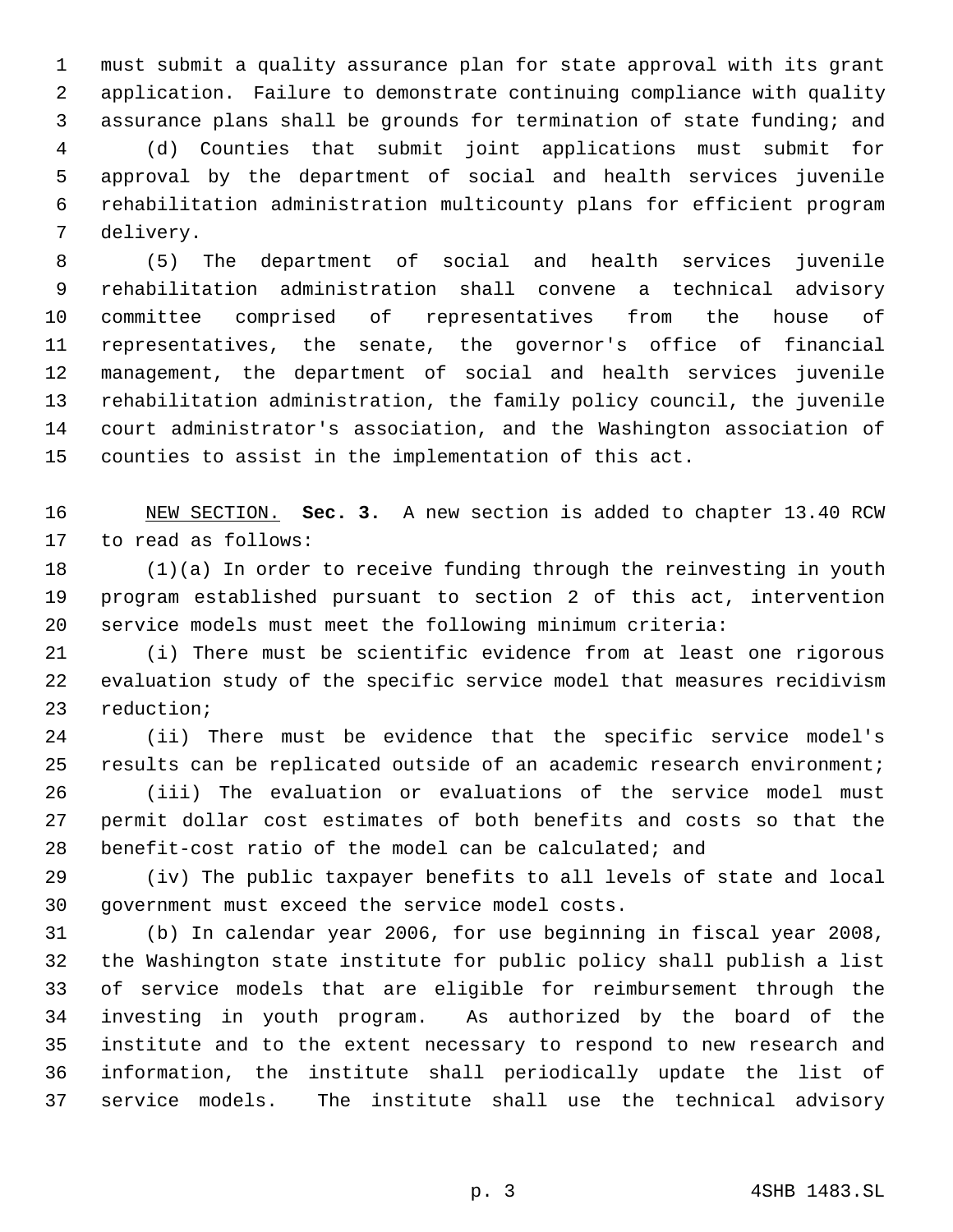must submit a quality assurance plan for state approval with its grant application. Failure to demonstrate continuing compliance with quality assurance plans shall be grounds for termination of state funding; and

(d) Counties that submit joint applications must submit for approval by the department of social and health services juvenile rehabilitation administration multicounty plans for efficient program delivery.

(5) The department of social and health services juvenile rehabilitation administration shall convene a technical advisory committee comprised of representatives from the house of representatives, the senate, the governor's office of financial management, the department of social and health services juvenile rehabilitation administration, the family policy council, the juvenile court administrator's association, and the Washington association of counties to assist in the implementation of this act.

NEW SECTION. **Sec. 3.** A new section is added to chapter 13.40 RCW to read as follows:

(1)(a) In order to receive funding through the reinvesting in youth program established pursuant to section 2 of this act, intervention service models must meet the following minimum criteria:

(i) There must be scientific evidence from at least one rigorous evaluation study of the specific service model that measures recidivism reduction;

(ii) There must be evidence that the specific service model's results can be replicated outside of an academic research environment;

(iii) The evaluation or evaluations of the service model must permit dollar cost estimates of both benefits and costs so that the benefit-cost ratio of the model can be calculated; and

(iv) The public taxpayer benefits to all levels of state and local government must exceed the service model costs.

(b) In calendar year 2006, for use beginning in fiscal year 2008, the Washington state institute for public policy shall publish a list of service models that are eligible for reimbursement through the investing in youth program. As authorized by the board of the institute and to the extent necessary to respond to new research and information, the institute shall periodically update the list of service models. The institute shall use the technical advisory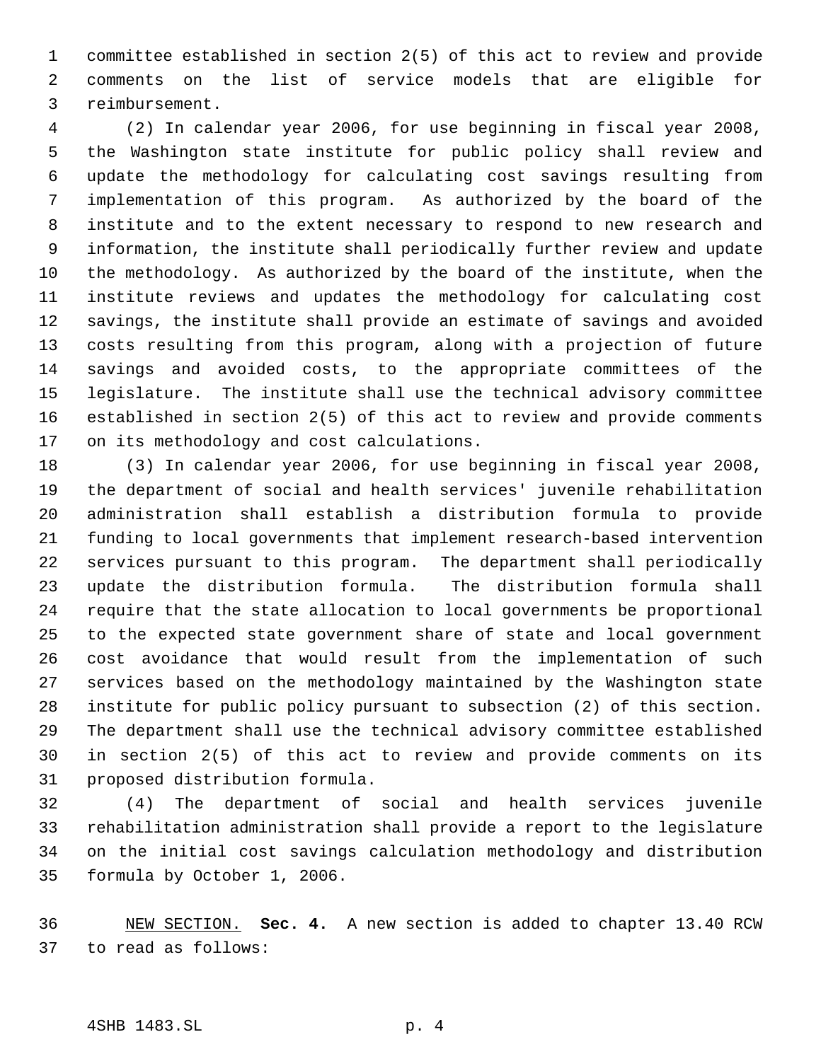committee established in section 2(5) of this act to review and provide comments on the list of service models that are eligible for reimbursement.

(2) In calendar year 2006, for use beginning in fiscal year 2008, the Washington state institute for public policy shall review and update the methodology for calculating cost savings resulting from implementation of this program. As authorized by the board of the institute and to the extent necessary to respond to new research and information, the institute shall periodically further review and update the methodology. As authorized by the board of the institute, when the institute reviews and updates the methodology for calculating cost savings, the institute shall provide an estimate of savings and avoided costs resulting from this program, along with a projection of future savings and avoided costs, to the appropriate committees of the legislature. The institute shall use the technical advisory committee established in section 2(5) of this act to review and provide comments on its methodology and cost calculations.

(3) In calendar year 2006, for use beginning in fiscal year 2008, the department of social and health services' juvenile rehabilitation administration shall establish a distribution formula to provide funding to local governments that implement research-based intervention services pursuant to this program. The department shall periodically update the distribution formula. The distribution formula shall require that the state allocation to local governments be proportional to the expected state government share of state and local government cost avoidance that would result from the implementation of such services based on the methodology maintained by the Washington state institute for public policy pursuant to subsection (2) of this section. The department shall use the technical advisory committee established in section 2(5) of this act to review and provide comments on its proposed distribution formula.

(4) The department of social and health services juvenile rehabilitation administration shall provide a report to the legislature on the initial cost savings calculation methodology and distribution formula by October 1, 2006.

NEW SECTION. **Sec. 4.** A new section is added to chapter 13.40 RCW to read as follows: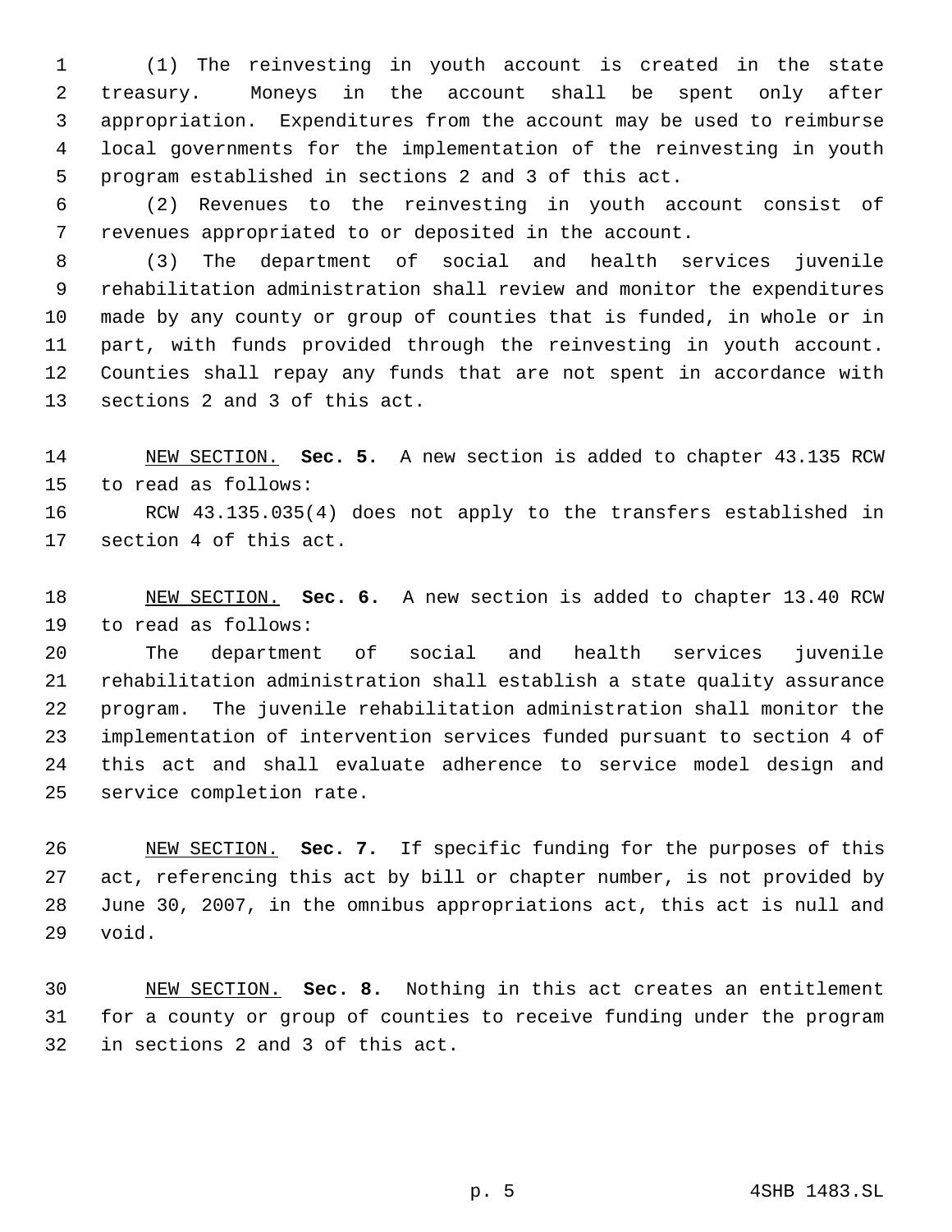(1) The reinvesting in youth account is created in the state treasury. Moneys in the account shall be spent only after appropriation. Expenditures from the account may be used to reimburse local governments for the implementation of the reinvesting in youth program established in sections 2 and 3 of this act.

(2) Revenues to the reinvesting in youth account consist of revenues appropriated to or deposited in the account.

(3) The department of social and health services juvenile rehabilitation administration shall review and monitor the expenditures made by any county or group of counties that is funded, in whole or in part, with funds provided through the reinvesting in youth account. Counties shall repay any funds that are not spent in accordance with sections 2 and 3 of this act.

NEW SECTION. **Sec. 5.** A new section is added to chapter 43.135 RCW to read as follows:

RCW 43.135.035(4) does not apply to the transfers established in section 4 of this act.

NEW SECTION. **Sec. 6.** A new section is added to chapter 13.40 RCW to read as follows:

The department of social and health services juvenile rehabilitation administration shall establish a state quality assurance program. The juvenile rehabilitation administration shall monitor the implementation of intervention services funded pursuant to section 4 of this act and shall evaluate adherence to service model design and service completion rate.

NEW SECTION. **Sec. 7.** If specific funding for the purposes of this act, referencing this act by bill or chapter number, is not provided by June 30, 2007, in the omnibus appropriations act, this act is null and void.

NEW SECTION. **Sec. 8.** Nothing in this act creates an entitlement for a county or group of counties to receive funding under the program in sections 2 and 3 of this act.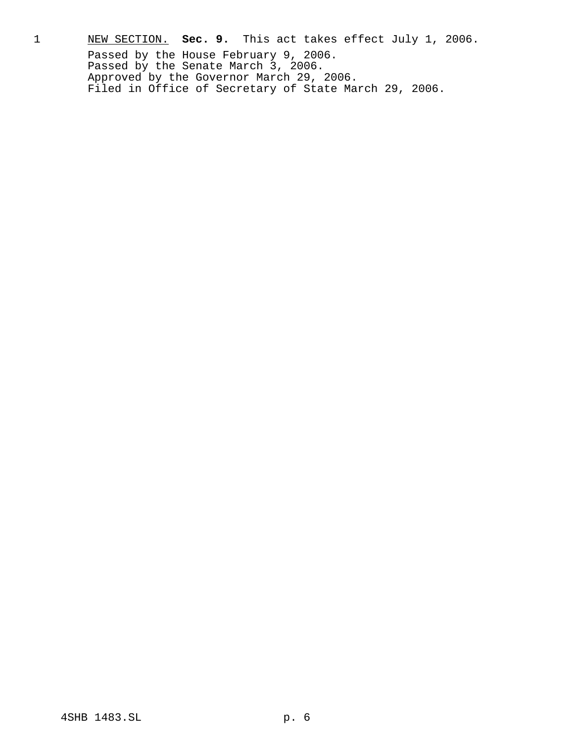<u>NEW SECTION.</u> **Sec. 9.** This act takes effect July 1, 2006.

Passed by the House February 9, 2006.
Passed by the Senate March 3, 2006.
Approved by the Governor March 29, 2006.
Filed in Office of Secretary of State March 29, 2006.